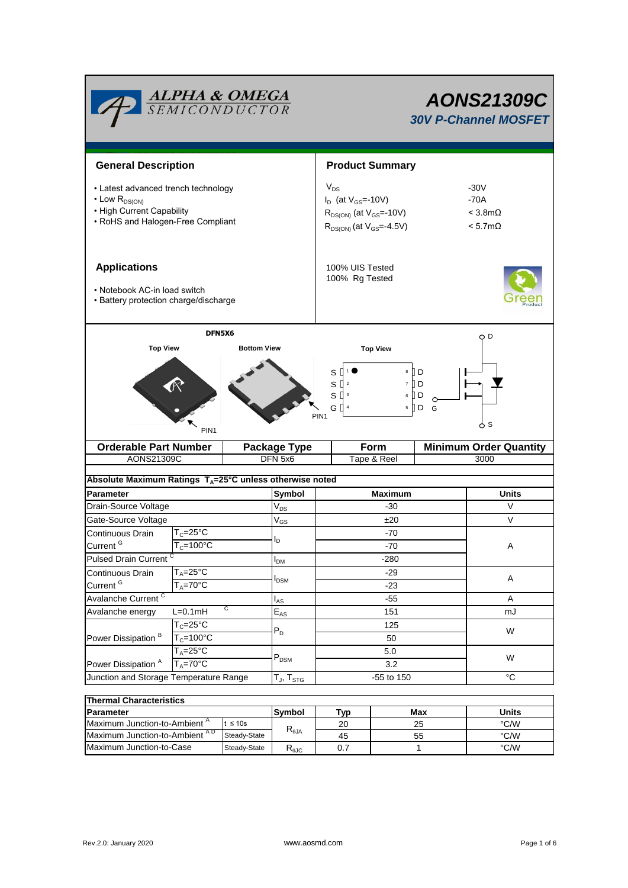# AONS21309C

## 30V P-Channel MOSFET

ALPHA & OMEGA SEMICONDUCTOR

## General Description

- Latest advanced trench technology
- Low $R_{DS(ON)}$
- High Current Capability
- RoHS and Halogen-Free Compliant

## Product Summary

| | |
|---|---|
| $V_{DS}$ | -30V |
| $I_D$ (at $V_{GS}$=-10V) | -70A |
| $R_{DS(ON)}$ (at $V_{GS}$=-10V) | < 3.8mΩ |
| $R_{DS(ON)}$ (at $V_{GS}$=-4.5V) | < 5.7mΩ |

100% UIS Tested
100% Rg Tested

## Applications

- Notebook AC-in load switch
- Battery protection charge/discharge

DFN5X6

Top View | Bottom View | Top View

PIN1

| Orderable Part Number | Package Type | Form | Minimum Order Quantity |
|---|---|---|---|
| AONS21309C | DFN 5x6 | Tape & Reel | 3000 |

**Absolute Maximum Ratings $T_A$=25°C unless otherwise noted**

| Parameter | | Symbol | Maximum | Units |
|---|---|---|---|---|
| Drain-Source Voltage | | $V_{DS}$ | -30 | V |
| Gate-Source Voltage | | $V_{GS}$ | ±20 | V |
| Continuous Drain Current [G] | $T_C$=25°C | $I_D$ | -70 | A |
| | $T_C$=100°C | | -70 | |
| Pulsed Drain Current [C] | | $I_{DM}$ | -280 | |
| Continuous Drain Current [G] | $T_A$=25°C | $I_{DSM}$ | -29 | A |
| | $T_A$=70°C | | -23 | |
| Avalanche Current [C] | | $I_{AS}$ | -55 | A |
| Avalanche energy | L=0.1mH [C] | $E_{AS}$ | 151 | mJ |
| Power Dissipation [B] | $T_C$=25°C | $P_D$ | 125 | W |
| | $T_C$=100°C | | 50 | |
| Power Dissipation [A] | $T_A$=25°C | $P_{DSM}$ | 5.0 | W |
| | $T_A$=70°C | | 3.2 | |
| Junction and Storage Temperature Range | | $T_J$, $T_{STG}$ | -55 to 150 | °C |

**Thermal Characteristics**

| Parameter | | Symbol | Typ | Max | Units |
|---|---|---|---|---|---|
| Maximum Junction-to-Ambient [A] | t ≤ 10s | $R_{\theta JA}$ | 20 | 25 | °C/W |
| Maximum Junction-to-Ambient [AD] | Steady-State | | 45 | 55 | °C/W |
| Maximum Junction-to-Case | Steady-State | $R_{\theta JC}$ | 0.7 | 1 | °C/W |

Rev.2.0: January 2020 www.aosmd.com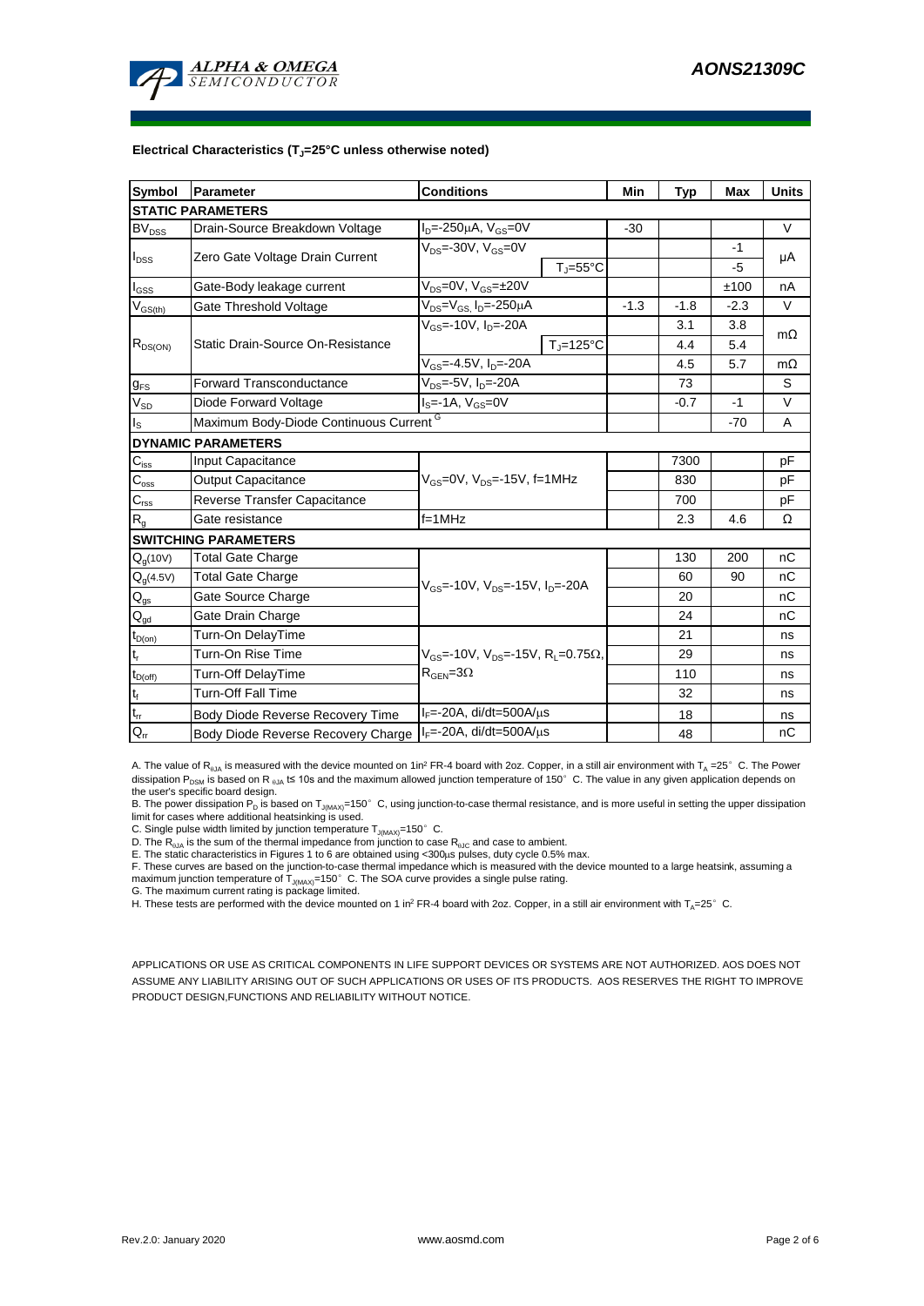### Electrical Characteristics ($T_J$=25°C unless otherwise noted)

| Symbol | Parameter | Conditions | | Min | Typ | Max | Units |
|---|---|---|---|---|---|---|---|
| **STATIC PARAMETERS** | | | | | | | |
| $BV_{DSS}$ | Drain-Source Breakdown Voltage | $I_D$=-250µA, $V_{GS}$=0V | | -30 | | | V |
| $I_{DSS}$ | Zero Gate Voltage Drain Current | $V_{DS}$=-30V, $V_{GS}$=0V | | | | -1 | µA |
| | | | $T_J$=55°C | | | -5 | |
| $I_{GSS}$ | Gate-Body leakage current | $V_{DS}$=0V, $V_{GS}$=±20V | | | | ±100 | nA |
| $V_{GS(th)}$ | Gate Threshold Voltage | $V_{DS}$=$V_{GS}$, $I_D$=-250µA | | -1.3 | -1.8 | -2.3 | V |
| $R_{DS(ON)}$ | Static Drain-Source On-Resistance | $V_{GS}$=-10V, $I_D$=-20A | | | 3.1 | 3.8 | mΩ |
| | | | $T_J$=125°C | | 4.4 | 5.4 | |
| | | $V_{GS}$=-4.5V, $I_D$=-20A | | | 4.5 | 5.7 | mΩ |
| $g_{FS}$ | Forward Transconductance | $V_{DS}$=-5V, $I_D$=-20A | | | 73 | | S |
| $V_{SD}$ | Diode Forward Voltage | $I_S$=-1A, $V_{GS}$=0V | | | -0.7 | -1 | V |
| $I_S$ | Maximum Body-Diode Continuous Current [G] | | | | | -70 | A |
| **DYNAMIC PARAMETERS** | | | | | | | |
| $C_{iss}$ | Input Capacitance | $V_{GS}$=0V, $V_{DS}$=-15V, f=1MHz | | | 7300 | | pF |
| $C_{oss}$ | Output Capacitance | | | | 830 | | pF |
| $C_{rss}$ | Reverse Transfer Capacitance | | | | 700 | | pF |
| $R_g$ | Gate resistance | f=1MHz | | | 2.3 | 4.6 | Ω |
| **SWITCHING PARAMETERS** | | | | | | | |
| $Q_g$(10V) | Total Gate Charge | $V_{GS}$=-10V, $V_{DS}$=-15V, $I_D$=-20A | | | 130 | 200 | nC |
| $Q_g$(4.5V) | Total Gate Charge | | | | 60 | 90 | nC |
| $Q_{gs}$ | Gate Source Charge | | | | 20 | | nC |
| $Q_{gd}$ | Gate Drain Charge | | | | 24 | | nC |
| $t_{D(on)}$ | Turn-On DelayTime | $V_{GS}$=-10V, $V_{DS}$=-15V, $R_L$=0.75Ω, $R_{GEN}$=3Ω | | | 21 | | ns |
| $t_r$ | Turn-On Rise Time | | | | 29 | | ns |
| $t_{D(off)}$ | Turn-Off DelayTime | | | | 110 | | ns |
| $t_f$ | Turn-Off Fall Time | | | | 32 | | ns |
| $t_{rr}$ | Body Diode Reverse Recovery Time | $I_F$=-20A, di/dt=500A/µs | | | 18 | | ns |
| $Q_{rr}$ | Body Diode Reverse Recovery Charge | $I_F$=-20A, di/dt=500A/µs | | | 48 | | nC |

A. The value of $R_{\theta JA}$ is measured with the device mounted on 1in² FR-4 board with 2oz. Copper, in a still air environment with $T_A$ =25° C. The Power dissipation $P_{DSM}$ is based on R $_{\theta JA}$ t≤ 10s and the maximum allowed junction temperature of 150° C. The value in any given application depends on the user's specific board design.

B. The power dissipation $P_D$ is based on $T_{J(MAX)}$=150° C, using junction-to-case thermal resistance, and is more useful in setting the upper dissipation limit for cases where additional heatsinking is used.

C. Single pulse width limited by junction temperature $T_{J(MAX)}$=150° C.

D. The $R_{\theta JA}$ is the sum of the thermal impedance from junction to case $R_{\theta JC}$ and case to ambient.

E. The static characteristics in Figures 1 to 6 are obtained using <300µs pulses, duty cycle 0.5% max.

F. These curves are based on the junction-to-case thermal impedance which is measured with the device mounted to a large heatsink, assuming a maximum junction temperature of $T_{J(MAX)}$=150° C. The SOA curve provides a single pulse rating.

G. The maximum current rating is package limited.

H. These tests are performed with the device mounted on 1 in² FR-4 board with 2oz. Copper, in a still air environment with $T_A$=25° C.

APPLICATIONS OR USE AS CRITICAL COMPONENTS IN LIFE SUPPORT DEVICES OR SYSTEMS ARE NOT AUTHORIZED. AOS DOES NOT ASSUME ANY LIABILITY ARISING OUT OF SUCH APPLICATIONS OR USES OF ITS PRODUCTS. AOS RESERVES THE RIGHT TO IMPROVE PRODUCT DESIGN,FUNCTIONS AND RELIABILITY WITHOUT NOTICE.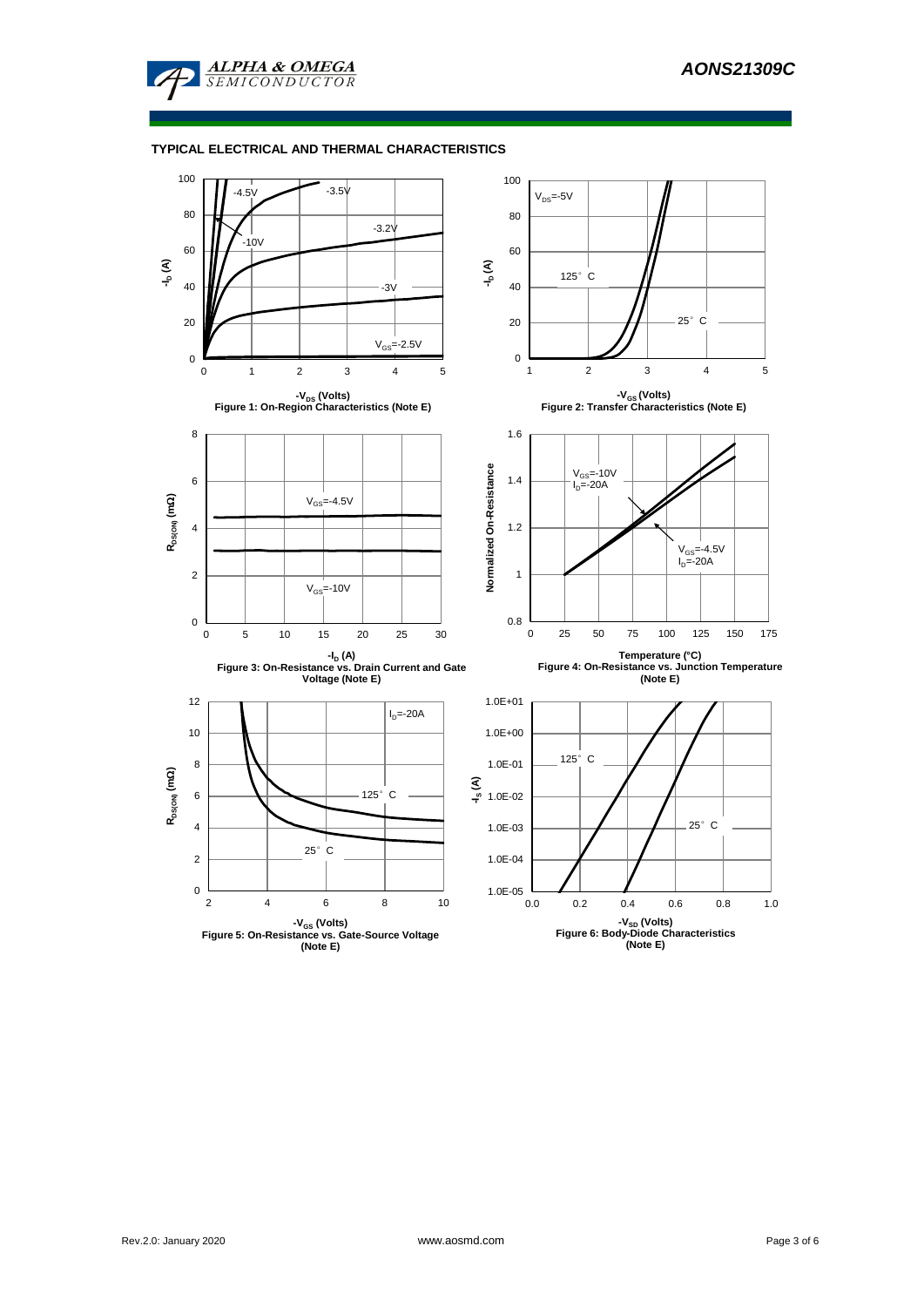## TYPICAL ELECTRICAL AND THERMAL CHARACTERISTICS

-10V, -4.5V, -3.5V, -3.2V, -3V, $V_{GS}$=-2.5V

$-I_D$ (A)

$-V_{DS}$ (Volts)

Figure 1: On-Region Characteristics (Note E)

$V_{DS}$=-5V

125° C

25° C

$-I_D$ (A)

$-V_{GS}$ (Volts)

Figure 2: Transfer Characteristics (Note E)

$V_{GS}$=-4.5V

$V_{GS}$=-10V

$R_{DS(ON)}$ (mΩ)

$-I_D$ (A)

Figure 3: On-Resistance vs. Drain Current and Gate Voltage (Note E)

$V_{GS}$=-10V, $I_D$=-20A

$V_{GS}$=-4.5V, $I_D$=-20A

Normalized On-Resistance

Temperature (°C)

Figure 4: On-Resistance vs. Junction Temperature (Note E)

$I_D$=-20A

125° C

25° C

$R_{DS(ON)}$ (mΩ)

$-V_{GS}$ (Volts)

Figure 5: On-Resistance vs. Gate-Source Voltage (Note E)

125° C

25° C

$-I_S$ (A)

$-V_{SD}$ (Volts)

Figure 6: Body-Diode Characteristics (Note E)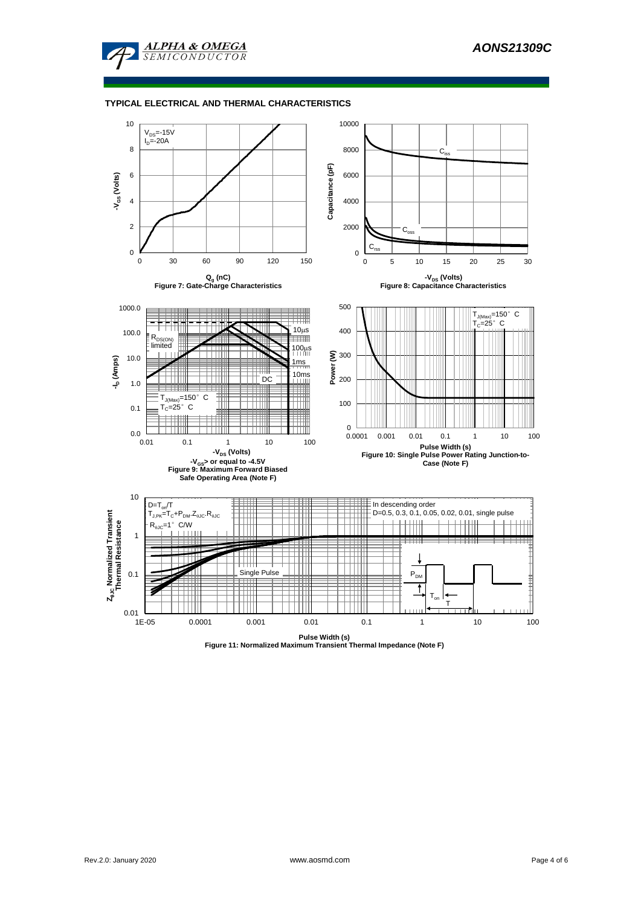## TYPICAL ELECTRICAL AND THERMAL CHARACTERISTICS

$V_{DS}$=-15V
$I_D$=-20A

$Q_g$ (nC)
Figure 7: Gate-Charge Characteristics

$C_{iss}$
$C_{oss}$
$C_{rss}$

$-V_{DS}$ (Volts)
Figure 8: Capacitance Characteristics

$R_{DS(ON)}$ limited
10µs
100µs
1ms
10ms
DC
$T_{J(Max)}$=150° C
$T_C$=25° C

$-V_{DS}$ (Volts)
$-V_{GS}$> or equal to -4.5V
Figure 9: Maximum Forward Biased Safe Operating Area (Note F)

$T_{J(Max)}$=150° C
$T_C$=25° C

Pulse Width (s)
Figure 10: Single Pulse Power Rating Junction-to-Case (Note F)

$D=T_{on}/T$
$T_{J,PK}=T_C+P_{DM}.Z_{\theta JC}.R_{\theta JC}$
$R_{\theta JC}$=1° C/W

In descending order
D=0.5, 0.3, 0.1, 0.05, 0.02, 0.01, single pulse

Single Pulse

Pulse Width (s)
Figure 11: Normalized Maximum Transient Thermal Impedance (Note F)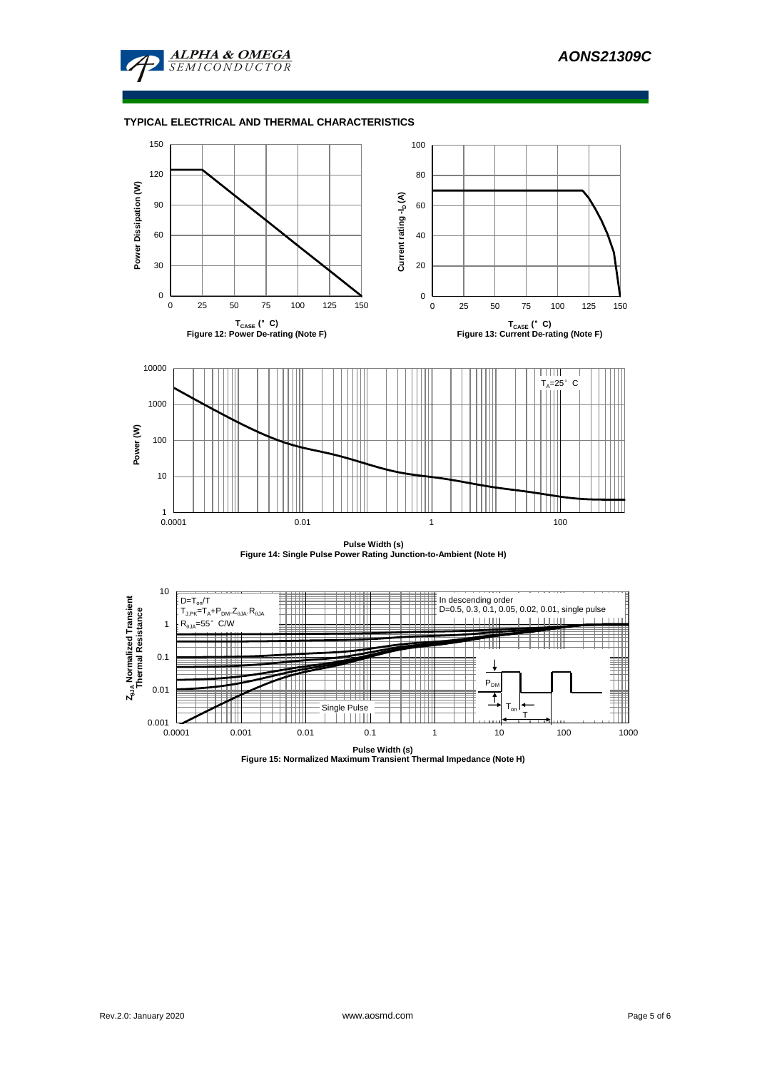## TYPICAL ELECTRICAL AND THERMAL CHARACTERISTICS

Power Dissipation (W)

$T_{CASE}$ (°C)

Figure 12: Power De-rating (Note F)

Current rating $-I_D$ (A)

$T_{CASE}$ (°C)

Figure 13: Current De-rating (Note F)

$T_A$=25°C

Power (W)

Pulse Width (s)

Figure 14: Single Pulse Power Rating Junction-to-Ambient (Note H)

$D=T_{on}/T$

$T_{J,PK}=T_A+P_{DM}.Z_{\theta JA}.R_{\theta JA}$

$R_{\theta JA}$=55°C/W

In descending order

D=0.5, 0.3, 0.1, 0.05, 0.02, 0.01, single pulse

Single Pulse

$P_{DM}$

$T_{on}$

T

$Z_{\theta JA}$ Normalized Transient Thermal Resistance

Pulse Width (s)

Figure 15: Normalized Maximum Transient Thermal Impedance (Note H)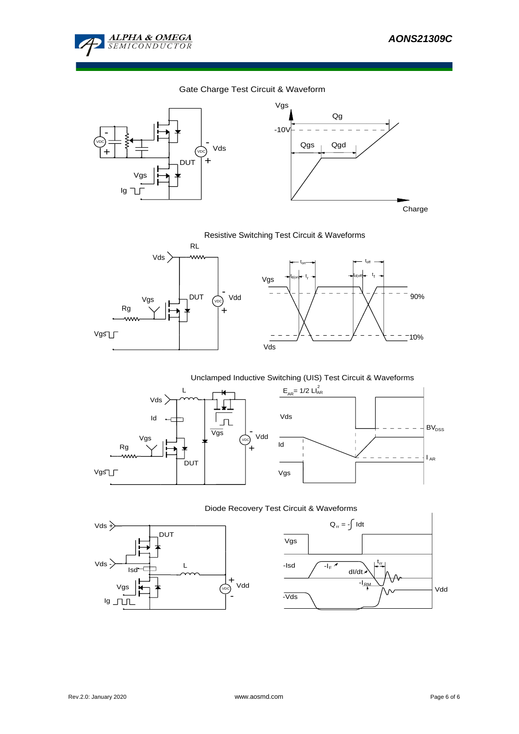## Gate Charge Test Circuit & Waveform

VDC
DUT
Vds
Vgs
Ig

Vgs
Qg
-10V
Qgs
Qgd
Charge

## Resistive Switching Test Circuit & Waveforms

RL
Vds
DUT
Vgs
Rg
Vgs
Vdd
VDC

$t_{on}$
$t_{d(on)}$
$t_r$
$t_{off}$
$t_{d(off)}$
$t_f$
Vgs
90%
10%
Vds

## Unclamped Inductive Switching (UIS) Test Circuit & Waveforms

L
Vds
Id
Vgs
Rg
Vgs
DUT
Vgs
Vdd
VDC

$E_{AR} = 1/2\ LI_{AR}^2$
Vds
Id
Vgs
$BV_{DSS}$
$I_{AR}$

## Diode Recovery Test Circuit & Waveforms

Vds +
DUT
Vds -
Isd
L
Vgs
Ig
Vdd
VDC

$Q_{rr} = -\int Idt$
Vgs
-Isd
$-I_F$
dI/dt
$t_{rr}$
$-I_{RM}$
-Vds
Vdd